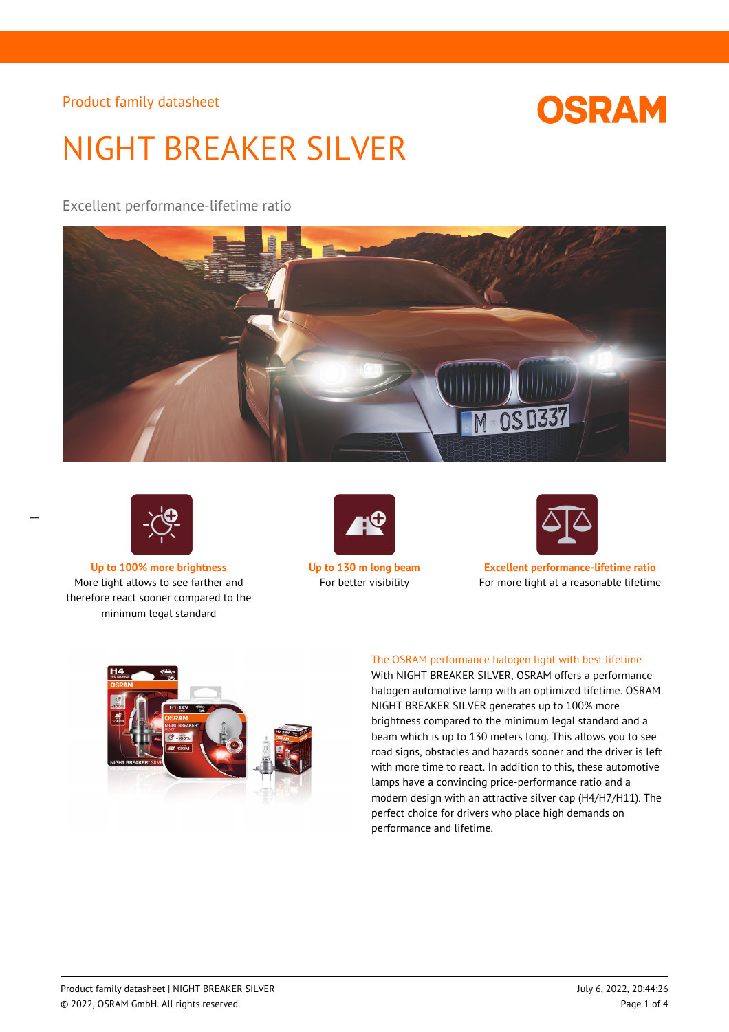Product family datasheet

# NIGHT BREAKER SILVER

Excellent performance-lifetime ratio

**Up to 100% more brightness**
More light allows to see farther and therefore react sooner compared to the minimum legal standard

**Up to 130 m long beam**
For better visibility

**Excellent performance-lifetime ratio**
For more light at a reasonable lifetime

## The OSRAM performance halogen light with best lifetime

With NIGHT BREAKER SILVER, OSRAM offers a performance halogen automotive lamp with an optimized lifetime. OSRAM NIGHT BREAKER SILVER generates up to 100% more brightness compared to the minimum legal standard and a beam which is up to 130 meters long. This allows you to see road signs, obstacles and hazards sooner and the driver is left with more time to react. In addition to this, these automotive lamps have a convincing price-performance ratio and a modern design with an attractive silver cap (H4/H7/H11). The perfect choice for drivers who place high demands on performance and lifetime.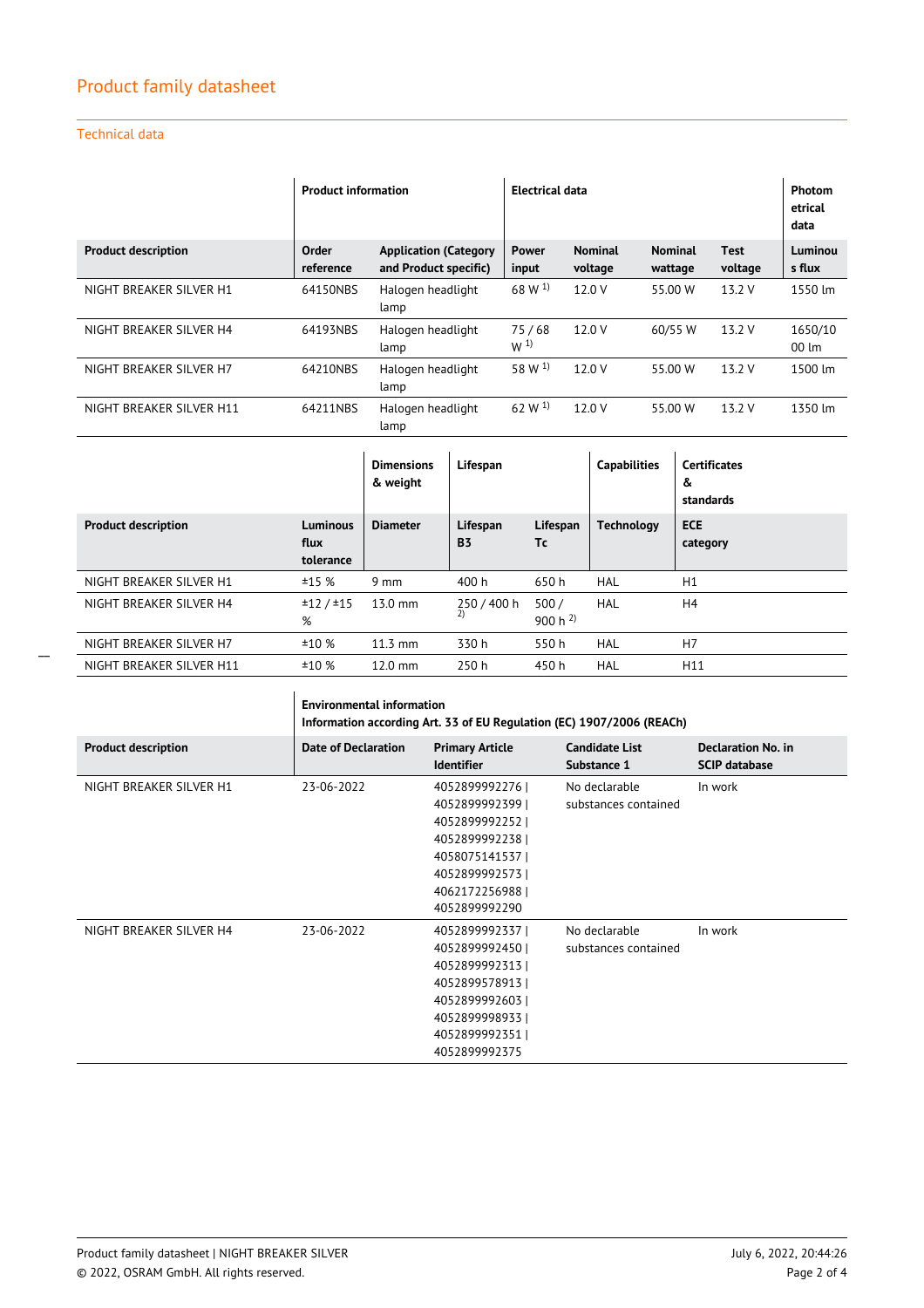## Product family datasheet

### Technical data

| | Product information | | Electrical data | | | | Photometrical data |
|---|---|---|---|---|---|---|---|
| **Product description** | **Order reference** | **Application (Category and Product specific)** | **Power input** | **Nominal voltage** | **Nominal wattage** | **Test voltage** | **Luminous flux** |
| NIGHT BREAKER SILVER H1 | 64150NBS | Halogen headlight lamp | 68 W [1] | 12.0 V | 55.00 W | 13.2 V | 1550 lm |
| NIGHT BREAKER SILVER H4 | 64193NBS | Halogen headlight lamp | 75 / 68 W [1] | 12.0 V | 60/55 W | 13.2 V | 1650/1000 lm |
| NIGHT BREAKER SILVER H7 | 64210NBS | Halogen headlight lamp | 58 W [1] | 12.0 V | 55.00 W | 13.2 V | 1500 lm |
| NIGHT BREAKER SILVER H11 | 64211NBS | Halogen headlight lamp | 62 W [1] | 12.0 V | 55.00 W | 13.2 V | 1350 lm |

| | | Dimensions & weight | Lifespan | | Capabilities | Certificates & standards |
|---|---|---|---|---|---|---|
| **Product description** | **Luminous flux tolerance** | **Diameter** | **Lifespan B3** | **Lifespan Tc** | **Technology** | **ECE category** |
| NIGHT BREAKER SILVER H1 | ±15 % | 9 mm | 400 h | 650 h | HAL | H1 |
| NIGHT BREAKER SILVER H4 | ±12 / ±15 % | 13.0 mm | 250 / 400 h [2] | 500 / 900 h [2] | HAL | H4 |
| NIGHT BREAKER SILVER H7 | ±10 % | 11.3 mm | 330 h | 550 h | HAL | H7 |
| NIGHT BREAKER SILVER H11 | ±10 % | 12.0 mm | 250 h | 450 h | HAL | H11 |

| | Environmental information Information according Art. 33 of EU Regulation (EC) 1907/2006 (REACh) | | | |
|---|---|---|---|---|
| **Product description** | **Date of Declaration** | **Primary Article Identifier** | **Candidate List Substance 1** | **Declaration No. in SCIP database** |
| NIGHT BREAKER SILVER H1 | 23-06-2022 | 4052899992276 \| 4052899992399 \| 4052899992252 \| 4052899992238 \| 4058075141537 \| 4052899992573 \| 4062172256988 \| 4052899992290 | No declarable substances contained | In work |
| NIGHT BREAKER SILVER H4 | 23-06-2022 | 4052899992337 \| 4052899992450 \| 4052899992313 \| 4052899578913 \| 4052899992603 \| 4052899998933 \| 4052899992351 \| 4052899992375 | No declarable substances contained | In work |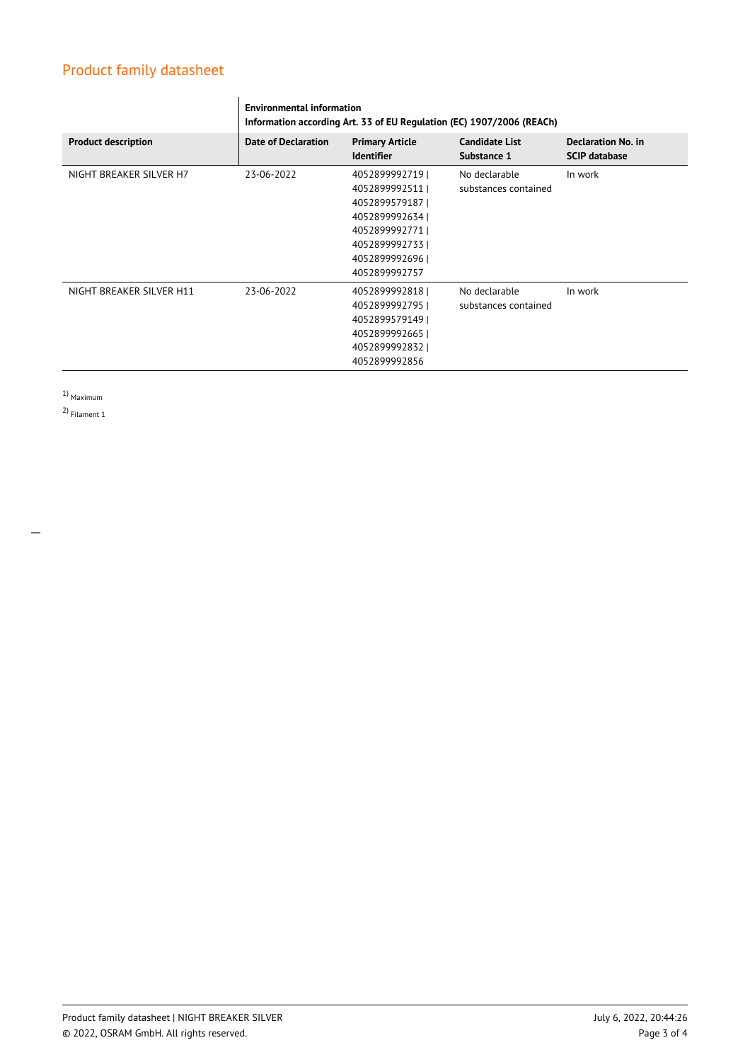# Product family datasheet

| | Environmental information<br>Information according Art. 33 of EU Regulation (EC) 1907/2006 (REACh) | | | |
|---|---|---|---|---|
| **Product description** | **Date of Declaration** | **Primary Article Identifier** | **Candidate List Substance 1** | **Declaration No. in SCIP database** |
| NIGHT BREAKER SILVER H7 | 23-06-2022 | 4052899992719 \| 4052899992511 \| 4052899579187 \| 4052899992634 \| 4052899992771 \| 4052899992733 \| 4052899992696 \| 4052899992757 | No declarable substances contained | In work |
| NIGHT BREAKER SILVER H11 | 23-06-2022 | 4052899992818 \| 4052899992795 \| 4052899579149 \| 4052899992665 \| 4052899992832 \| 4052899992856 | No declarable substances contained | In work |

[1] Maximum

[2] Filament 1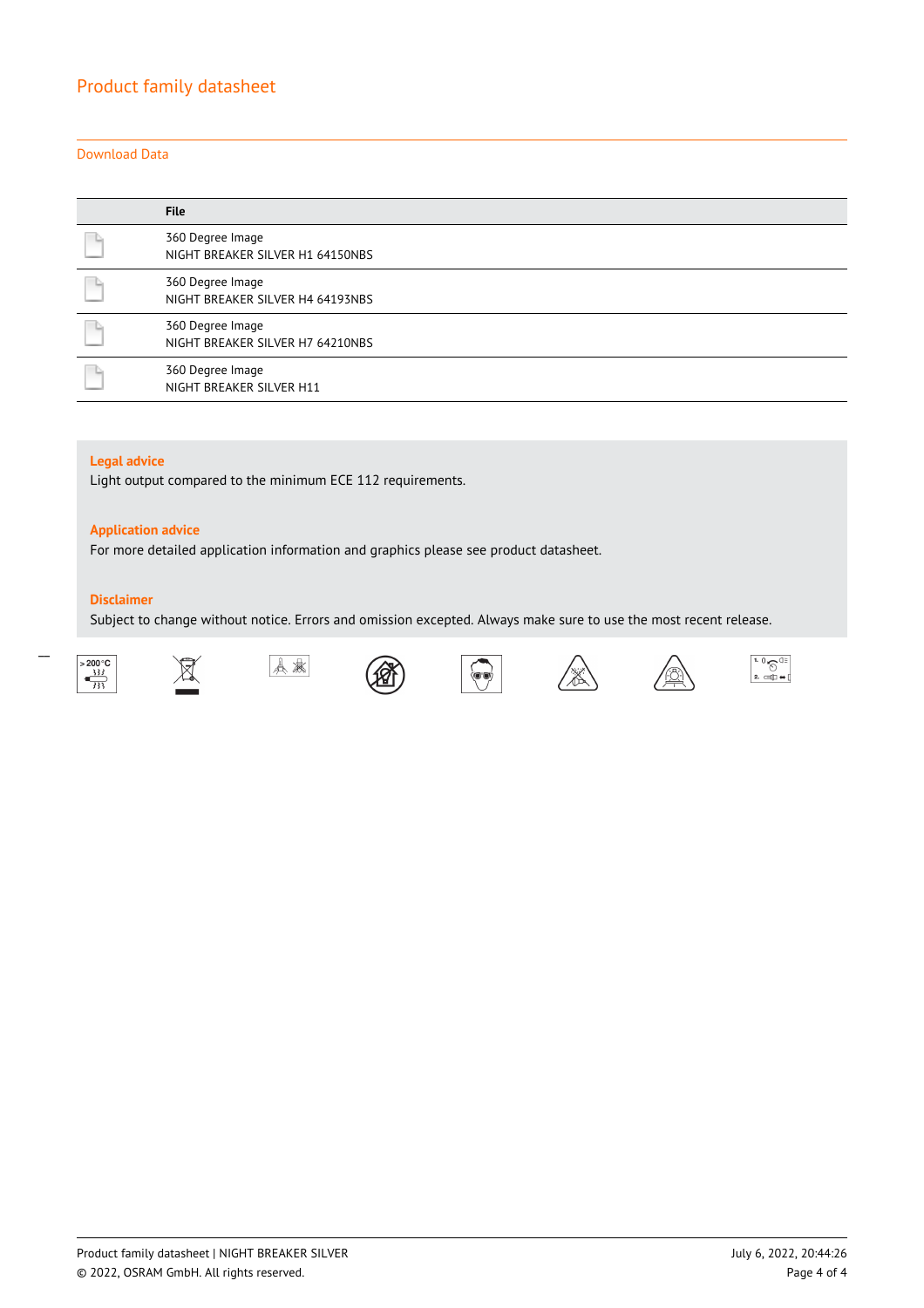## Download Data

| | File |
|---|---|
| | 360 Degree Image<br>NIGHT BREAKER SILVER H1 64150NBS |
| | 360 Degree Image<br>NIGHT BREAKER SILVER H4 64193NBS |
| | 360 Degree Image<br>NIGHT BREAKER SILVER H7 64210NBS |
| | 360 Degree Image<br>NIGHT BREAKER SILVER H11 |

**Legal advice**
Light output compared to the minimum ECE 112 requirements.

**Application advice**
For more detailed application information and graphics please see product datasheet.

**Disclaimer**
Subject to change without notice. Errors and omission excepted. Always make sure to use the most recent release.